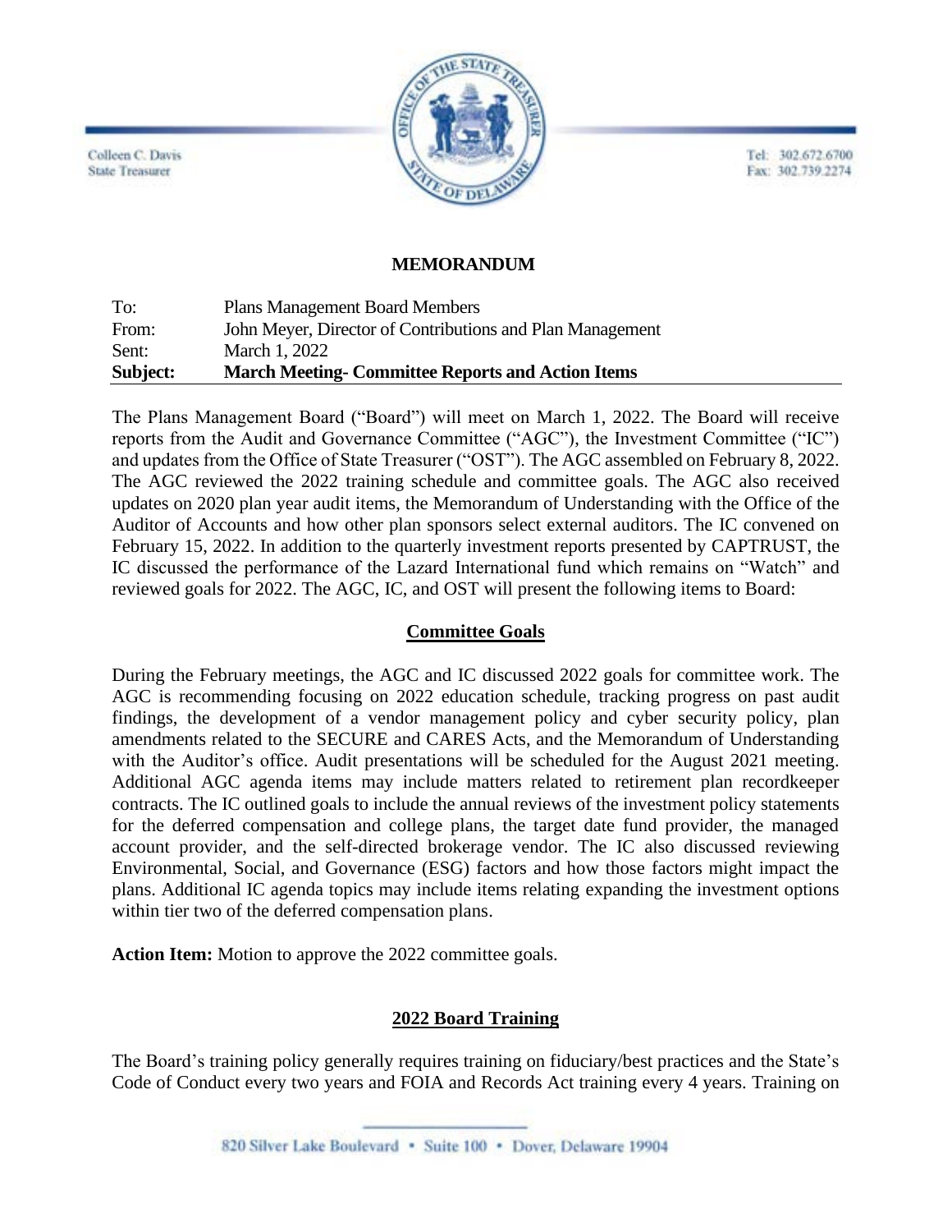Colleen C. Davis
State Treasurer

Tel: 302.672.6700
Fax: 302.739.2274

**MEMORANDUM**

| | |
|---|---|
| To: | Plans Management Board Members |
| From: | John Meyer, Director of Contributions and Plan Management |
| Sent: | March 1, 2022 |
| **Subject:** | **March Meeting- Committee Reports and Action Items** |

The Plans Management Board ("Board") will meet on March 1, 2022. The Board will receive reports from the Audit and Governance Committee ("AGC"), the Investment Committee ("IC") and updates from the Office of State Treasurer ("OST"). The AGC assembled on February 8, 2022. The AGC reviewed the 2022 training schedule and committee goals. The AGC also received updates on 2020 plan year audit items, the Memorandum of Understanding with the Office of the Auditor of Accounts and how other plan sponsors select external auditors. The IC convened on February 15, 2022. In addition to the quarterly investment reports presented by CAPTRUST, the IC discussed the performance of the Lazard International fund which remains on "Watch" and reviewed goals for 2022. The AGC, IC, and OST will present the following items to Board:

## Committee Goals

During the February meetings, the AGC and IC discussed 2022 goals for committee work. The AGC is recommending focusing on 2022 education schedule, tracking progress on past audit findings, the development of a vendor management policy and cyber security policy, plan amendments related to the SECURE and CARES Acts, and the Memorandum of Understanding with the Auditor's office. Audit presentations will be scheduled for the August 2021 meeting. Additional AGC agenda items may include matters related to retirement plan recordkeeper contracts. The IC outlined goals to include the annual reviews of the investment policy statements for the deferred compensation and college plans, the target date fund provider, the managed account provider, and the self-directed brokerage vendor. The IC also discussed reviewing Environmental, Social, and Governance (ESG) factors and how those factors might impact the plans. Additional IC agenda topics may include items relating expanding the investment options within tier two of the deferred compensation plans.

**Action Item:** Motion to approve the 2022 committee goals.

## 2022 Board Training

The Board's training policy generally requires training on fiduciary/best practices and the State's Code of Conduct every two years and FOIA and Records Act training every 4 years. Training on

820 Silver Lake Boulevard • Suite 100 • Dover, Delaware 19904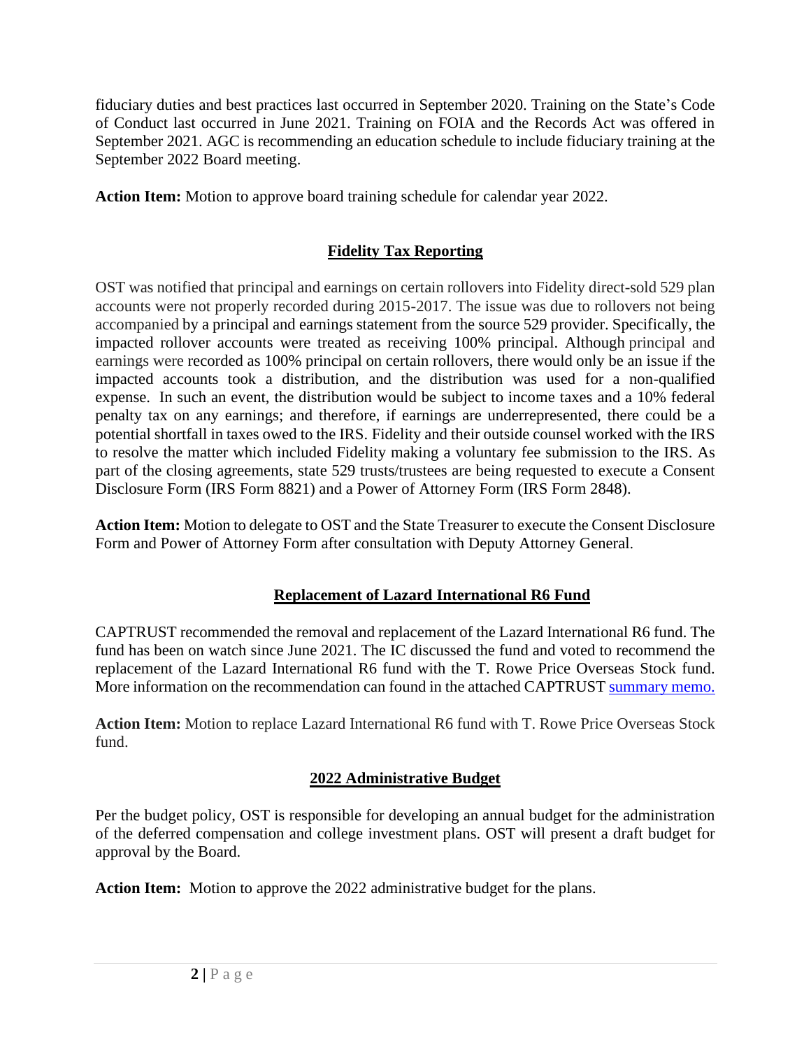fiduciary duties and best practices last occurred in September 2020. Training on the State's Code of Conduct last occurred in June 2021. Training on FOIA and the Records Act was offered in September 2021. AGC is recommending an education schedule to include fiduciary training at the September 2022 Board meeting.

**Action Item:** Motion to approve board training schedule for calendar year 2022.

## Fidelity Tax Reporting

OST was notified that principal and earnings on certain rollovers into Fidelity direct-sold 529 plan accounts were not properly recorded during 2015-2017. The issue was due to rollovers not being accompanied by a principal and earnings statement from the source 529 provider. Specifically, the impacted rollover accounts were treated as receiving 100% principal. Although principal and earnings were recorded as 100% principal on certain rollovers, there would only be an issue if the impacted accounts took a distribution, and the distribution was used for a non-qualified expense. In such an event, the distribution would be subject to income taxes and a 10% federal penalty tax on any earnings; and therefore, if earnings are underrepresented, there could be a potential shortfall in taxes owed to the IRS. Fidelity and their outside counsel worked with the IRS to resolve the matter which included Fidelity making a voluntary fee submission to the IRS. As part of the closing agreements, state 529 trusts/trustees are being requested to execute a Consent Disclosure Form (IRS Form 8821) and a Power of Attorney Form (IRS Form 2848).

**Action Item:** Motion to delegate to OST and the State Treasurer to execute the Consent Disclosure Form and Power of Attorney Form after consultation with Deputy Attorney General.

## Replacement of Lazard International R6 Fund

CAPTRUST recommended the removal and replacement of the Lazard International R6 fund. The fund has been on watch since June 2021. The IC discussed the fund and voted to recommend the replacement of the Lazard International R6 fund with the T. Rowe Price Overseas Stock fund. More information on the recommendation can found in the attached CAPTRUST summary memo.

**Action Item:** Motion to replace Lazard International R6 fund with T. Rowe Price Overseas Stock fund.

## 2022 Administrative Budget

Per the budget policy, OST is responsible for developing an annual budget for the administration of the deferred compensation and college investment plans. OST will present a draft budget for approval by the Board.

**Action Item:** Motion to approve the 2022 administrative budget for the plans.